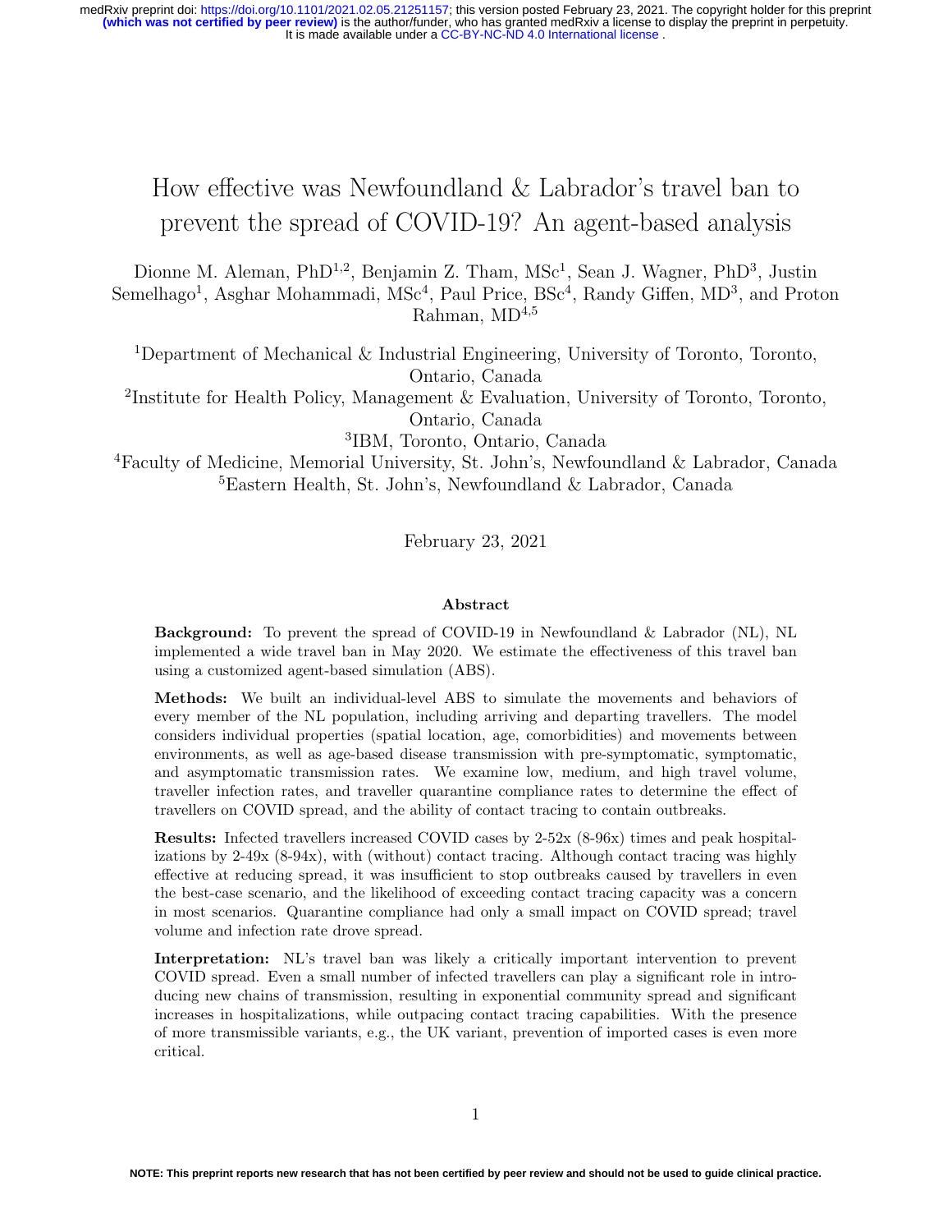# How effective was Newfoundland & Labrador's travel ban to prevent the spread of COVID-19? An agent-based analysis

Dionne M. Aleman, PhD[1,2], Benjamin Z. Tham, MSc[1], Sean J. Wagner, PhD[3], Justin Semelhago[1], Asghar Mohammadi, MSc[4], Paul Price, BSc[4], Randy Giffen, MD[3], and Proton Rahman, MD[4,5]

[1]Department of Mechanical & Industrial Engineering, University of Toronto, Toronto, Ontario, Canada

[2]Institute for Health Policy, Management & Evaluation, University of Toronto, Toronto, Ontario, Canada

[3]IBM, Toronto, Ontario, Canada

[4]Faculty of Medicine, Memorial University, St. John's, Newfoundland & Labrador, Canada

[5]Eastern Health, St. John's, Newfoundland & Labrador, Canada

February 23, 2021

## Abstract

**Background:** To prevent the spread of COVID-19 in Newfoundland & Labrador (NL), NL implemented a wide travel ban in May 2020. We estimate the effectiveness of this travel ban using a customized agent-based simulation (ABS).

**Methods:** We built an individual-level ABS to simulate the movements and behaviors of every member of the NL population, including arriving and departing travellers. The model considers individual properties (spatial location, age, comorbidities) and movements between environments, as well as age-based disease transmission with pre-symptomatic, symptomatic, and asymptomatic transmission rates. We examine low, medium, and high travel volume, traveller infection rates, and traveller quarantine compliance rates to determine the effect of travellers on COVID spread, and the ability of contact tracing to contain outbreaks.

**Results:** Infected travellers increased COVID cases by 2-52x (8-96x) times and peak hospitalizations by 2-49x (8-94x), with (without) contact tracing. Although contact tracing was highly effective at reducing spread, it was insufficient to stop outbreaks caused by travellers in even the best-case scenario, and the likelihood of exceeding contact tracing capacity was a concern in most scenarios. Quarantine compliance had only a small impact on COVID spread; travel volume and infection rate drove spread.

**Interpretation:** NL's travel ban was likely a critically important intervention to prevent COVID spread. Even a small number of infected travellers can play a significant role in introducing new chains of transmission, resulting in exponential community spread and significant increases in hospitalizations, while outpacing contact tracing capabilities. With the presence of more transmissible variants, e.g., the UK variant, prevention of imported cases is even more critical.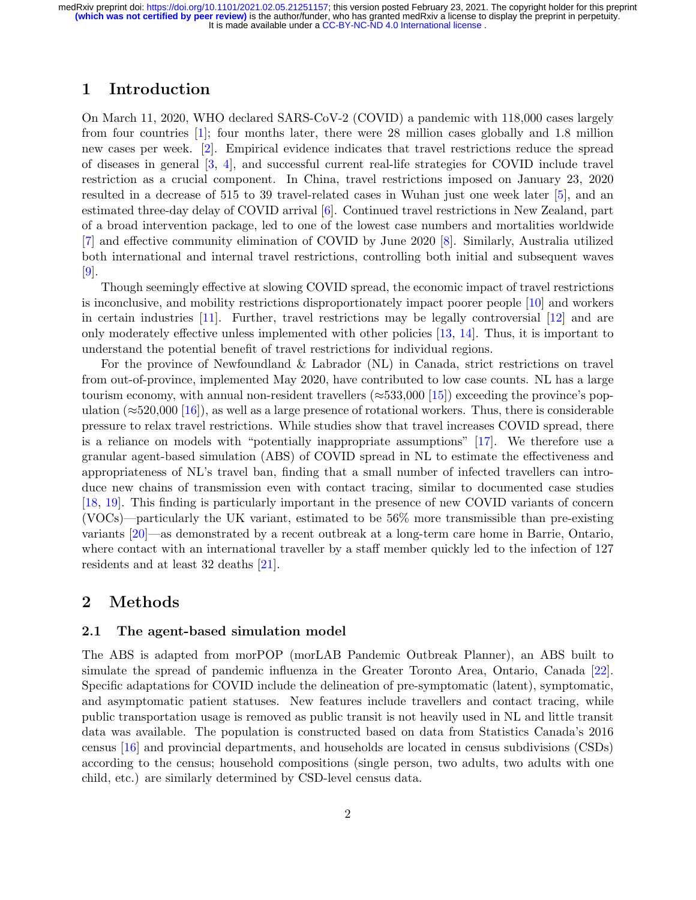## 1 Introduction

On March 11, 2020, WHO declared SARS-CoV-2 (COVID) a pandemic with 118,000 cases largely from four countries [1]; four months later, there were 28 million cases globally and 1.8 million new cases per week. [2]. Empirical evidence indicates that travel restrictions reduce the spread of diseases in general [3, 4], and successful current real-life strategies for COVID include travel restriction as a crucial component. In China, travel restrictions imposed on January 23, 2020 resulted in a decrease of 515 to 39 travel-related cases in Wuhan just one week later [5], and an estimated three-day delay of COVID arrival [6]. Continued travel restrictions in New Zealand, part of a broad intervention package, led to one of the lowest case numbers and mortalities worldwide [7] and effective community elimination of COVID by June 2020 [8]. Similarly, Australia utilized both international and internal travel restrictions, controlling both initial and subsequent waves [9].

Though seemingly effective at slowing COVID spread, the economic impact of travel restrictions is inconclusive, and mobility restrictions disproportionately impact poorer people [10] and workers in certain industries [11]. Further, travel restrictions may be legally controversial [12] and are only moderately effective unless implemented with other policies [13, 14]. Thus, it is important to understand the potential benefit of travel restrictions for individual regions.

For the province of Newfoundland & Labrador (NL) in Canada, strict restrictions on travel from out-of-province, implemented May 2020, have contributed to low case counts. NL has a large tourism economy, with annual non-resident travellers (≈533,000 [15]) exceeding the province's population (≈520,000 [16]), as well as a large presence of rotational workers. Thus, there is considerable pressure to relax travel restrictions. While studies show that travel increases COVID spread, there is a reliance on models with "potentially inappropriate assumptions" [17]. We therefore use a granular agent-based simulation (ABS) of COVID spread in NL to estimate the effectiveness and appropriateness of NL's travel ban, finding that a small number of infected travellers can introduce new chains of transmission even with contact tracing, similar to documented case studies [18, 19]. This finding is particularly important in the presence of new COVID variants of concern (VOCs)—particularly the UK variant, estimated to be 56% more transmissible than pre-existing variants [20]—as demonstrated by a recent outbreak at a long-term care home in Barrie, Ontario, where contact with an international traveller by a staff member quickly led to the infection of 127 residents and at least 32 deaths [21].

## 2 Methods

### 2.1 The agent-based simulation model

The ABS is adapted from morPOP (morLAB Pandemic Outbreak Planner), an ABS built to simulate the spread of pandemic influenza in the Greater Toronto Area, Ontario, Canada [22]. Specific adaptations for COVID include the delineation of pre-symptomatic (latent), symptomatic, and asymptomatic patient statuses. New features include travellers and contact tracing, while public transportation usage is removed as public transit is not heavily used in NL and little transit data was available. The population is constructed based on data from Statistics Canada's 2016 census [16] and provincial departments, and households are located in census subdivisions (CSDs) according to the census; household compositions (single person, two adults, two adults with one child, etc.) are similarly determined by CSD-level census data.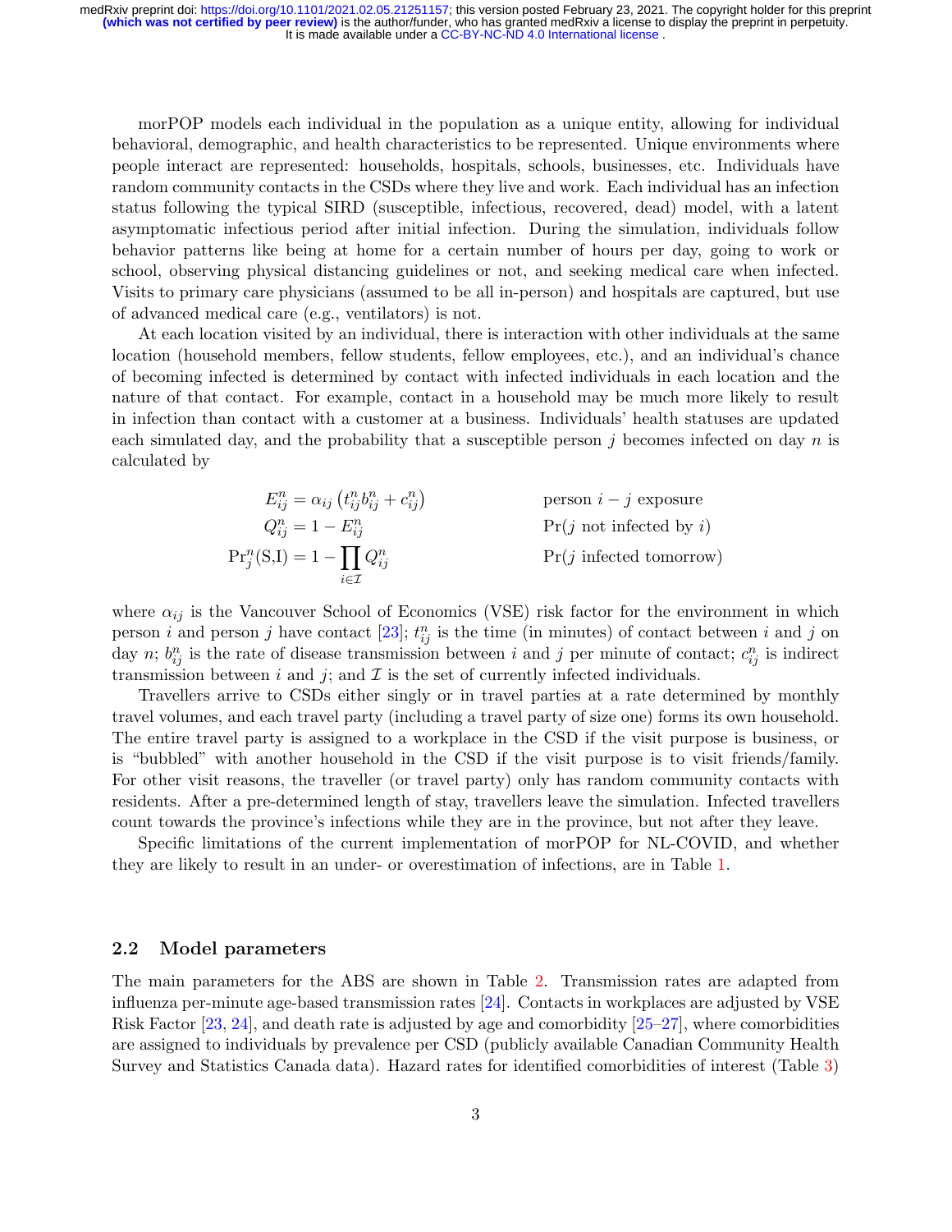morPOP models each individual in the population as a unique entity, allowing for individual behavioral, demographic, and health characteristics to be represented. Unique environments where people interact are represented: households, hospitals, schools, businesses, etc. Individuals have random community contacts in the CSDs where they live and work. Each individual has an infection status following the typical SIRD (susceptible, infectious, recovered, dead) model, with a latent asymptomatic infectious period after initial infection. During the simulation, individuals follow behavior patterns like being at home for a certain number of hours per day, going to work or school, observing physical distancing guidelines or not, and seeking medical care when infected. Visits to primary care physicians (assumed to be all in-person) and hospitals are captured, but use of advanced medical care (e.g., ventilators) is not.

At each location visited by an individual, there is interaction with other individuals at the same location (household members, fellow students, fellow employees, etc.), and an individual's chance of becoming infected is determined by contact with infected individuals in each location and the nature of that contact. For example, contact in a household may be much more likely to result in infection than contact with a customer at a business. Individuals' health statuses are updated each simulated day, and the probability that a susceptible person $j$ becomes infected on day $n$ is calculated by

$$
\begin{aligned}
E_{ij}^n &= \alpha_{ij}\left(t_{ij}^n b_{ij}^n + c_{ij}^n\right) && \text{person } i-j \text{ exposure} \\
Q_{ij}^n &= 1 - E_{ij}^n && \Pr(j \text{ not infected by } i) \\
\Pr_j^n(\text{S,I}) &= 1 - \prod_{i \in \mathcal{I}} Q_{ij}^n && \Pr(j \text{ infected tomorrow})
\end{aligned}
$$

where $\alpha_{ij}$ is the Vancouver School of Economics (VSE) risk factor for the environment in which person $i$ and person $j$ have contact [23]; $t_{ij}^n$ is the time (in minutes) of contact between $i$ and $j$ on day $n$; $b_{ij}^n$ is the rate of disease transmission between $i$ and $j$ per minute of contact; $c_{ij}^n$ is indirect transmission between $i$ and $j$; and $\mathcal{I}$ is the set of currently infected individuals.

Travellers arrive to CSDs either singly or in travel parties at a rate determined by monthly travel volumes, and each travel party (including a travel party of size one) forms its own household. The entire travel party is assigned to a workplace in the CSD if the visit purpose is business, or is "bubbled" with another household in the CSD if the visit purpose is to visit friends/family. For other visit reasons, the traveller (or travel party) only has random community contacts with residents. After a pre-determined length of stay, travellers leave the simulation. Infected travellers count towards the province's infections while they are in the province, but not after they leave.

Specific limitations of the current implementation of morPOP for NL-COVID, and whether they are likely to result in an under- or overestimation of infections, are in Table 1.

## 2.2 Model parameters

The main parameters for the ABS are shown in Table 2. Transmission rates are adapted from influenza per-minute age-based transmission rates [24]. Contacts in workplaces are adjusted by VSE Risk Factor [23, 24], and death rate is adjusted by age and comorbidity [25–27], where comorbidities are assigned to individuals by prevalence per CSD (publicly available Canadian Community Health Survey and Statistics Canada data). Hazard rates for identified comorbidities of interest (Table 3)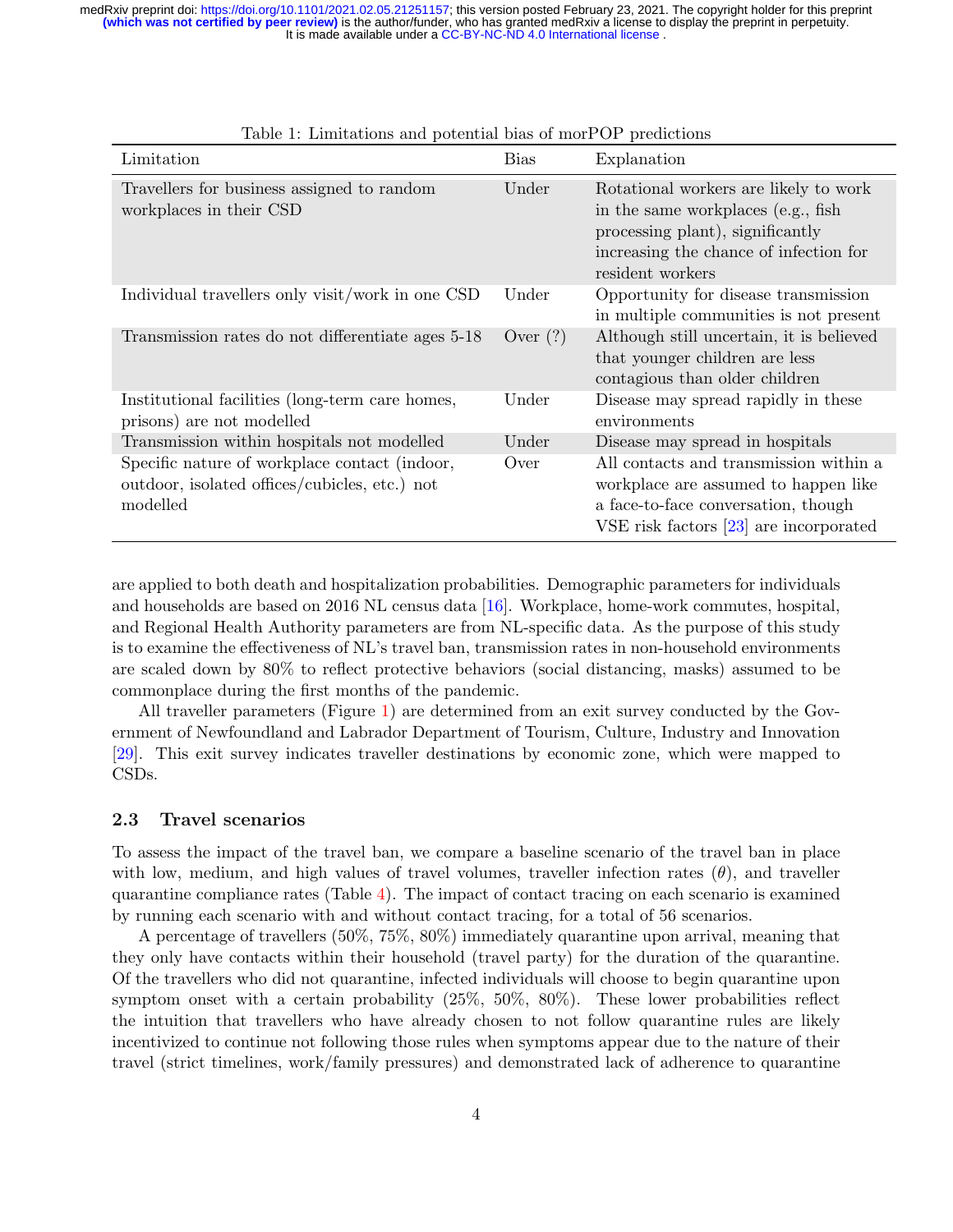Table 1: Limitations and potential bias of morPOP predictions

| Limitation | Bias | Explanation |
|---|---|---|
| Travellers for business assigned to random workplaces in their CSD | Under | Rotational workers are likely to work in the same workplaces (e.g., fish processing plant), significantly increasing the chance of infection for resident workers |
| Individual travellers only visit/work in one CSD | Under | Opportunity for disease transmission in multiple communities is not present |
| Transmission rates do not differentiate ages 5-18 | Over (?) | Although still uncertain, it is believed that younger children are less contagious than older children |
| Institutional facilities (long-term care homes, prisons) are not modelled | Under | Disease may spread rapidly in these environments |
| Transmission within hospitals not modelled | Under | Disease may spread in hospitals |
| Specific nature of workplace contact (indoor, outdoor, isolated offices/cubicles, etc.) not modelled | Over | All contacts and transmission within a workplace are assumed to happen like a face-to-face conversation, though VSE risk factors [23] are incorporated |

are applied to both death and hospitalization probabilities. Demographic parameters for individuals and households are based on 2016 NL census data [16]. Workplace, home-work commutes, hospital, and Regional Health Authority parameters are from NL-specific data. As the purpose of this study is to examine the effectiveness of NL's travel ban, transmission rates in non-household environments are scaled down by 80% to reflect protective behaviors (social distancing, masks) assumed to be commonplace during the first months of the pandemic.

All traveller parameters (Figure 1) are determined from an exit survey conducted by the Government of Newfoundland and Labrador Department of Tourism, Culture, Industry and Innovation [29]. This exit survey indicates traveller destinations by economic zone, which were mapped to CSDs.

### 2.3 Travel scenarios

To assess the impact of the travel ban, we compare a baseline scenario of the travel ban in place with low, medium, and high values of travel volumes, traveller infection rates ($\theta$), and traveller quarantine compliance rates (Table 4). The impact of contact tracing on each scenario is examined by running each scenario with and without contact tracing, for a total of 56 scenarios.

A percentage of travellers (50%, 75%, 80%) immediately quarantine upon arrival, meaning that they only have contacts within their household (travel party) for the duration of the quarantine. Of the travellers who did not quarantine, infected individuals will choose to begin quarantine upon symptom onset with a certain probability (25%, 50%, 80%). These lower probabilities reflect the intuition that travellers who have already chosen to not follow quarantine rules are likely incentivized to continue not following those rules when symptoms appear due to the nature of their travel (strict timelines, work/family pressures) and demonstrated lack of adherence to quarantine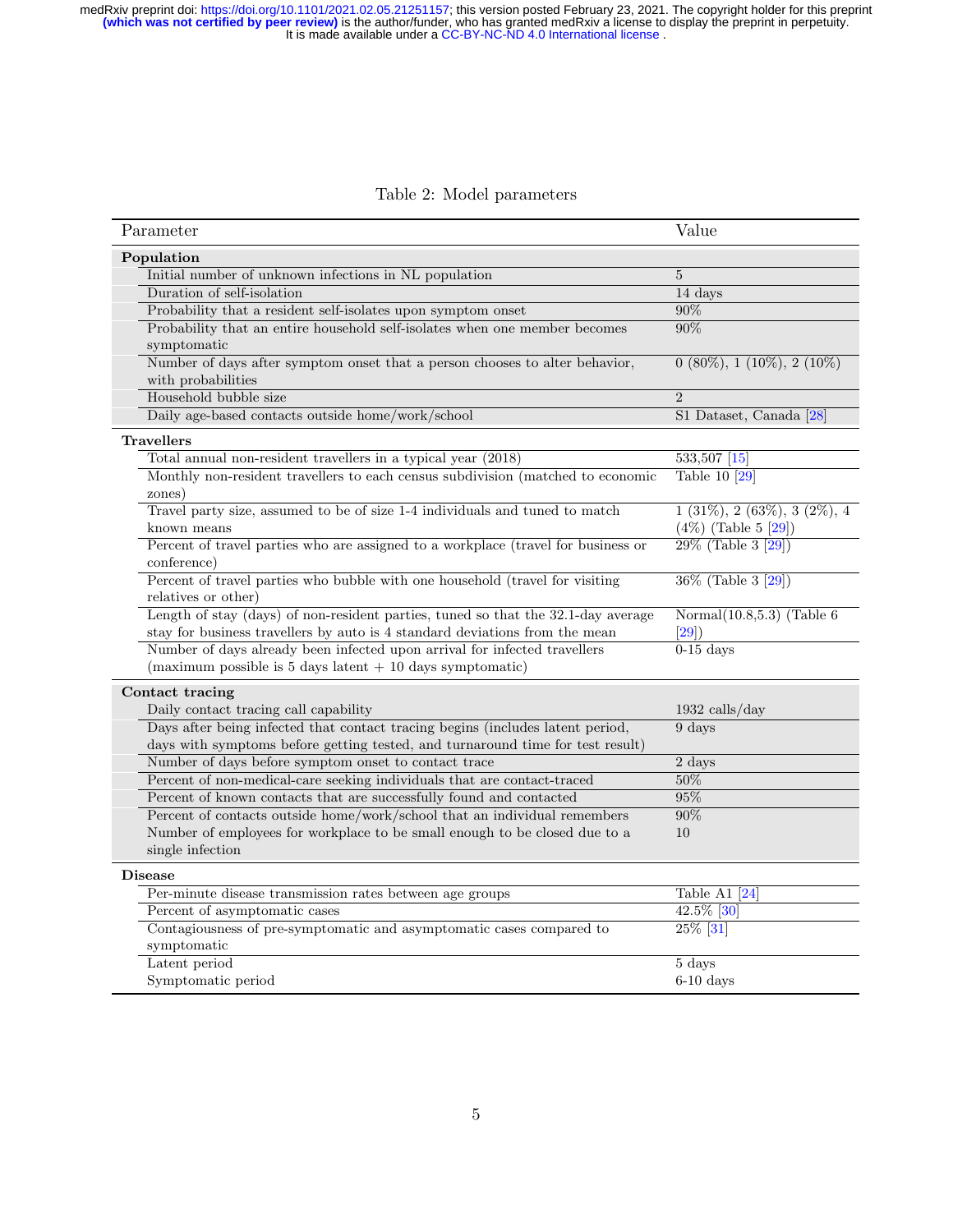Table 2: Model parameters

| Parameter | Value |
|---|---|
| **Population** | |
| Initial number of unknown infections in NL population | 5 |
| Duration of self-isolation | 14 days |
| Probability that a resident self-isolates upon symptom onset | 90% |
| Probability that an entire household self-isolates when one member becomes symptomatic | 90% |
| Number of days after symptom onset that a person chooses to alter behavior, with probabilities | 0 (80%), 1 (10%), 2 (10%) |
| Household bubble size | 2 |
| Daily age-based contacts outside home/work/school | S1 Dataset, Canada [28] |
| **Travellers** | |
| Total annual non-resident travellers in a typical year (2018) | 533,507 [15] |
| Monthly non-resident travellers to each census subdivision (matched to economic zones) | Table 10 [29] |
| Travel party size, assumed to be of size 1-4 individuals and tuned to match known means | 1 (31%), 2 (63%), 3 (2%), 4 (4%) (Table 5 [29]) |
| Percent of travel parties who are assigned to a workplace (travel for business or conference) | 29% (Table 3 [29]) |
| Percent of travel parties who bubble with one household (travel for visiting relatives or other) | 36% (Table 3 [29]) |
| Length of stay (days) of non-resident parties, tuned so that the 32.1-day average stay for business travellers by auto is 4 standard deviations from the mean | Normal(10.8,5.3) (Table 6 [29]) |
| Number of days already been infected upon arrival for infected travellers (maximum possible is 5 days latent + 10 days symptomatic) | 0-15 days |
| **Contact tracing** | |
| Daily contact tracing call capability | 1932 calls/day |
| Days after being infected that contact tracing begins (includes latent period, days with symptoms before getting tested, and turnaround time for test result) | 9 days |
| Number of days before symptom onset to contact trace | 2 days |
| Percent of non-medical-care seeking individuals that are contact-traced | 50% |
| Percent of known contacts that are successfully found and contacted | 95% |
| Percent of contacts outside home/work/school that an individual remembers | 90% |
| Number of employees for workplace to be small enough to be closed due to a single infection | 10 |
| **Disease** | |
| Per-minute disease transmission rates between age groups | Table A1 [24] |
| Percent of asymptomatic cases | 42.5% [30] |
| Contagiousness of pre-symptomatic and asymptomatic cases compared to symptomatic | 25% [31] |
| Latent period | 5 days |
| Symptomatic period | 6-10 days |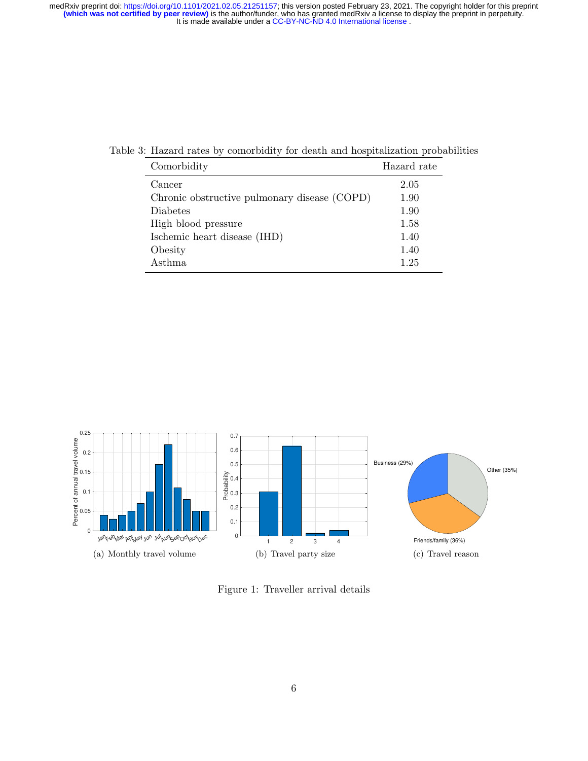Table 3: Hazard rates by comorbidity for death and hospitalization probabilities

| Comorbidity | Hazard rate |
|---|---|
| Cancer | 2.05 |
| Chronic obstructive pulmonary disease (COPD) | 1.90 |
| Diabetes | 1.90 |
| High blood pressure | 1.58 |
| Ischemic heart disease (IHD) | 1.40 |
| Obesity | 1.40 |
| Asthma | 1.25 |

(a) Monthly travel volume

(b) Travel party size

(c) Travel reason

Figure 1: Traveller arrival details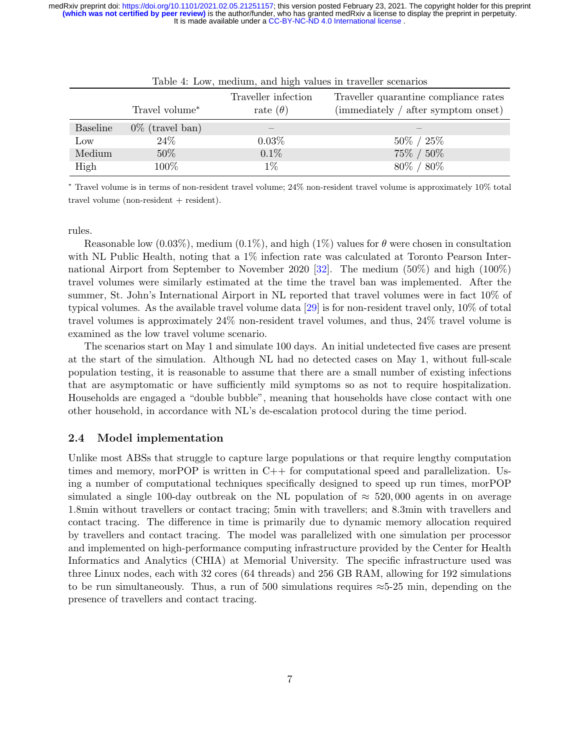Table 4: Low, medium, and high values in traveller scenarios

| | Travel volume* | Traveller infection rate ($\theta$) | Traveller quarantine compliance rates (immediately / after symptom onset) |
|---|---|---|---|
| Baseline | 0% (travel ban) | – | – |
| Low | 24% | 0.03% | 50% / 25% |
| Medium | 50% | 0.1% | 75% / 50% |
| High | 100% | 1% | 80% / 80% |

* Travel volume is in terms of non-resident travel volume; 24% non-resident travel volume is approximately 10% total travel volume (non-resident + resident).

rules.

Reasonable low (0.03%), medium (0.1%), and high (1%) values for $\theta$ were chosen in consultation with NL Public Health, noting that a 1% infection rate was calculated at Toronto Pearson International Airport from September to November 2020 [32]. The medium (50%) and high (100%) travel volumes were similarly estimated at the time the travel ban was implemented. After the summer, St. John's International Airport in NL reported that travel volumes were in fact 10% of typical volumes. As the available travel volume data [29] is for non-resident travel only, 10% of total travel volumes is approximately 24% non-resident travel volumes, and thus, 24% travel volume is examined as the low travel volume scenario.

The scenarios start on May 1 and simulate 100 days. An initial undetected five cases are present at the start of the simulation. Although NL had no detected cases on May 1, without full-scale population testing, it is reasonable to assume that there are a small number of existing infections that are asymptomatic or have sufficiently mild symptoms so as not to require hospitalization. Households are engaged a "double bubble", meaning that households have close contact with one other household, in accordance with NL's de-escalation protocol during the time period.

## 2.4 Model implementation

Unlike most ABSs that struggle to capture large populations or that require lengthy computation times and memory, morPOP is written in C++ for computational speed and parallelization. Using a number of computational techniques specifically designed to speed up run times, morPOP simulated a single 100-day outbreak on the NL population of $\approx 520,000$ agents in on average 1.8min without travellers or contact tracing; 5min with travellers; and 8.3min with travellers and contact tracing. The difference in time is primarily due to dynamic memory allocation required by travellers and contact tracing. The model was parallelized with one simulation per processor and implemented on high-performance computing infrastructure provided by the Center for Health Informatics and Analytics (CHIA) at Memorial University. The specific infrastructure used was three Linux nodes, each with 32 cores (64 threads) and 256 GB RAM, allowing for 192 simulations to be run simultaneously. Thus, a run of 500 simulations requires $\approx$5-25 min, depending on the presence of travellers and contact tracing.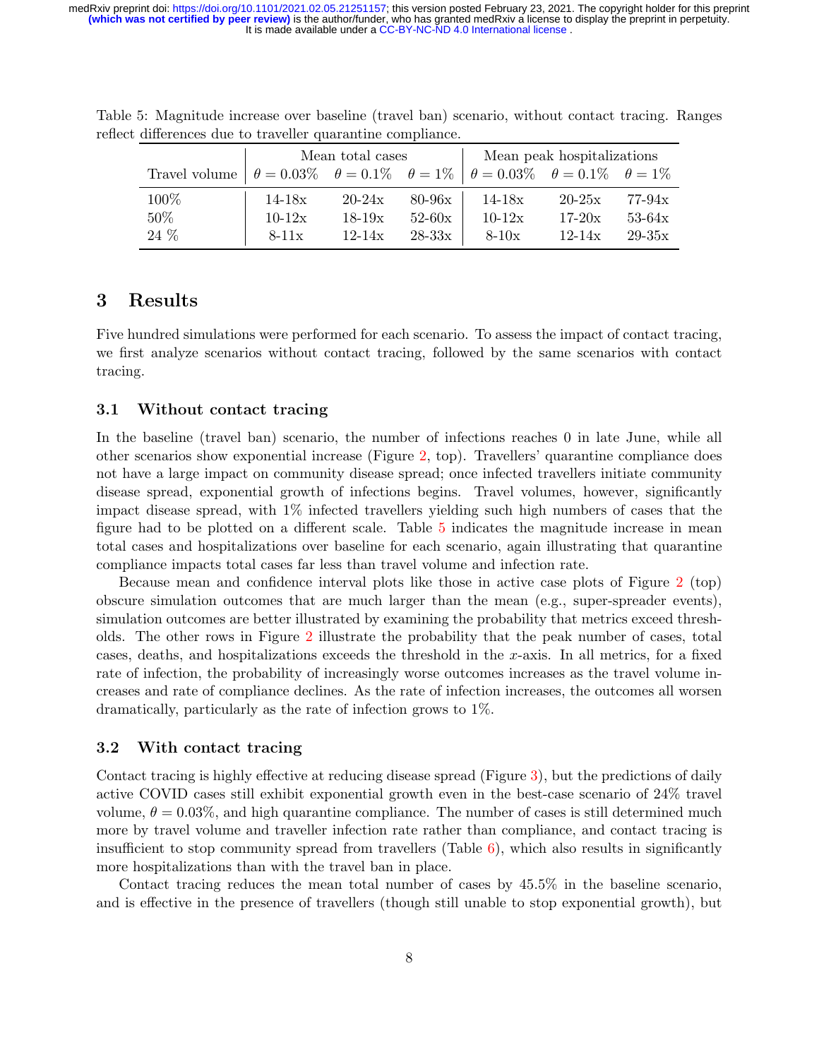Table 5: Magnitude increase over baseline (travel ban) scenario, without contact tracing. Ranges reflect differences due to traveller quarantine compliance.

| Travel volume | Mean total cases | | | Mean peak hospitalizations | | |
|---|---|---|---|---|---|---|
| | $\theta = 0.03\%$ | $\theta = 0.1\%$ | $\theta = 1\%$ | $\theta = 0.03\%$ | $\theta = 0.1\%$ | $\theta = 1\%$ |
| 100% | 14-18x | 20-24x | 80-96x | 14-18x | 20-25x | 77-94x |
| 50% | 10-12x | 18-19x | 52-60x | 10-12x | 17-20x | 53-64x |
| 24 % | 8-11x | 12-14x | 28-33x | 8-10x | 12-14x | 29-35x |

## 3 Results

Five hundred simulations were performed for each scenario. To assess the impact of contact tracing, we first analyze scenarios without contact tracing, followed by the same scenarios with contact tracing.

### 3.1 Without contact tracing

In the baseline (travel ban) scenario, the number of infections reaches 0 in late June, while all other scenarios show exponential increase (Figure 2, top). Travellers' quarantine compliance does not have a large impact on community disease spread; once infected travellers initiate community disease spread, exponential growth of infections begins. Travel volumes, however, significantly impact disease spread, with 1% infected travellers yielding such high numbers of cases that the figure had to be plotted on a different scale. Table 5 indicates the magnitude increase in mean total cases and hospitalizations over baseline for each scenario, again illustrating that quarantine compliance impacts total cases far less than travel volume and infection rate.

Because mean and confidence interval plots like those in active case plots of Figure 2 (top) obscure simulation outcomes that are much larger than the mean (e.g., super-spreader events), simulation outcomes are better illustrated by examining the probability that metrics exceed thresholds. The other rows in Figure 2 illustrate the probability that the peak number of cases, total cases, deaths, and hospitalizations exceeds the threshold in the $x$-axis. In all metrics, for a fixed rate of infection, the probability of increasingly worse outcomes increases as the travel volume increases and rate of compliance declines. As the rate of infection increases, the outcomes all worsen dramatically, particularly as the rate of infection grows to 1%.

### 3.2 With contact tracing

Contact tracing is highly effective at reducing disease spread (Figure 3), but the predictions of daily active COVID cases still exhibit exponential growth even in the best-case scenario of 24% travel volume, $\theta = 0.03\%$, and high quarantine compliance. The number of cases is still determined much more by travel volume and traveller infection rate rather than compliance, and contact tracing is insufficient to stop community spread from travellers (Table 6), which also results in significantly more hospitalizations than with the travel ban in place.

Contact tracing reduces the mean total number of cases by 45.5% in the baseline scenario, and is effective in the presence of travellers (though still unable to stop exponential growth), but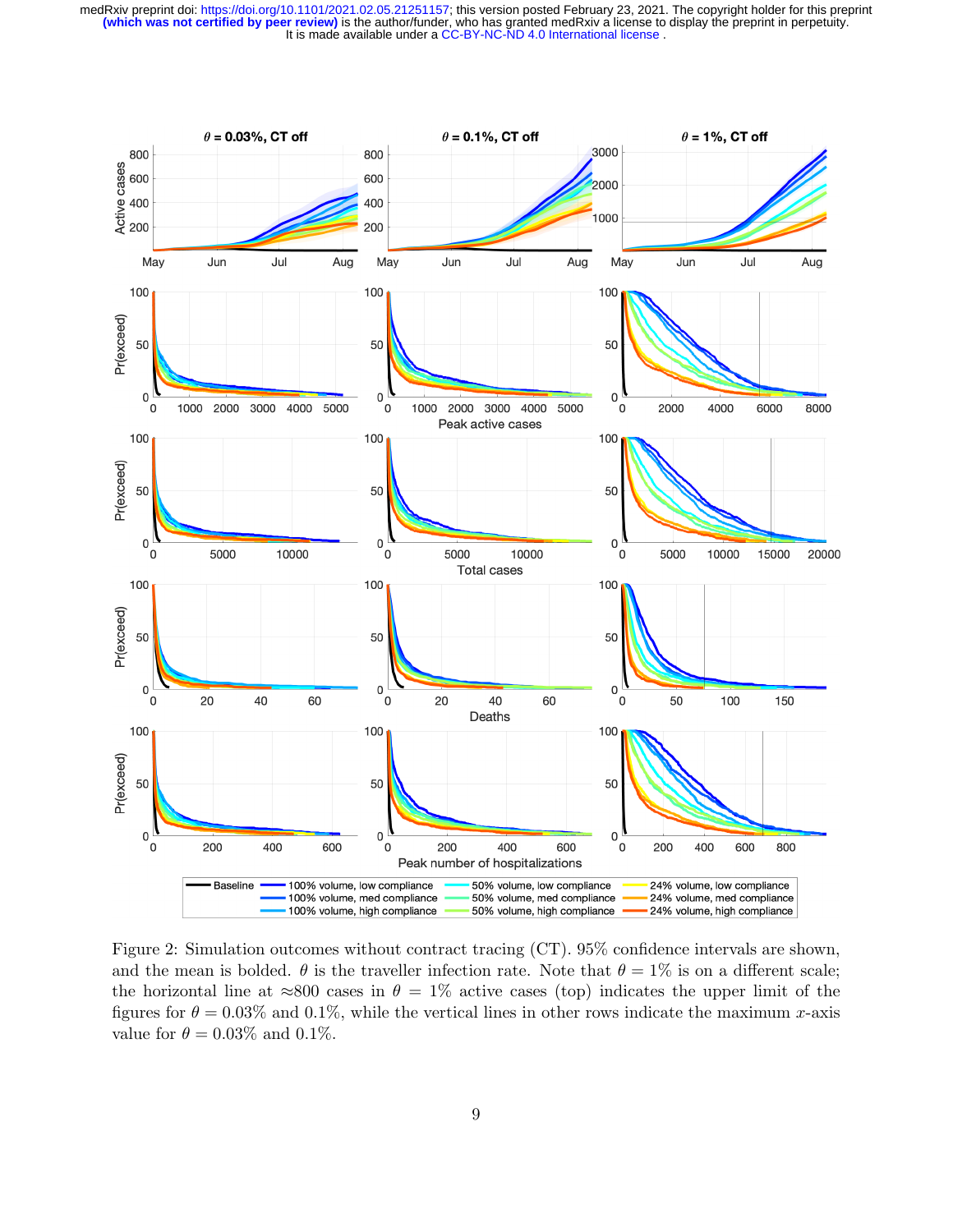Figure 2: Simulation outcomes without contract tracing (CT). 95% confidence intervals are shown, and the mean is bolded. $\theta$ is the traveller infection rate. Note that $\theta = 1\%$ is on a different scale; the horizontal line at $\approx$800 cases in $\theta = 1\%$ active cases (top) indicates the upper limit of the figures for $\theta = 0.03\%$ and $0.1\%$, while the vertical lines in other rows indicate the maximum $x$-axis value for $\theta = 0.03\%$ and $0.1\%$.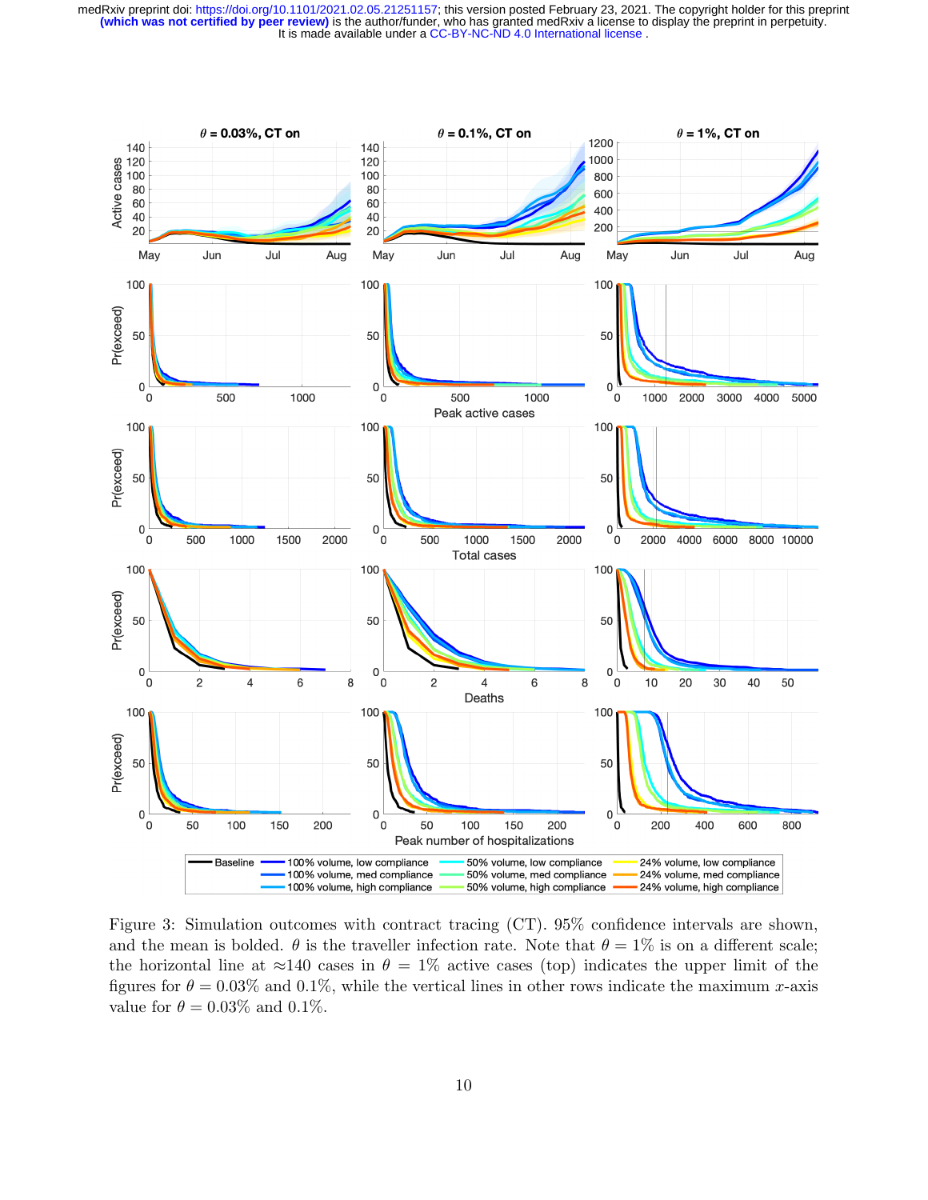Figure 3: Simulation outcomes with contract tracing (CT). 95% confidence intervals are shown, and the mean is bolded. $\theta$ is the traveller infection rate. Note that $\theta = 1\%$ is on a different scale; the horizontal line at $\approx$140 cases in $\theta = 1\%$ active cases (top) indicates the upper limit of the figures for $\theta = 0.03\%$ and $0.1\%$, while the vertical lines in other rows indicate the maximum $x$-axis value for $\theta = 0.03\%$ and $0.1\%$.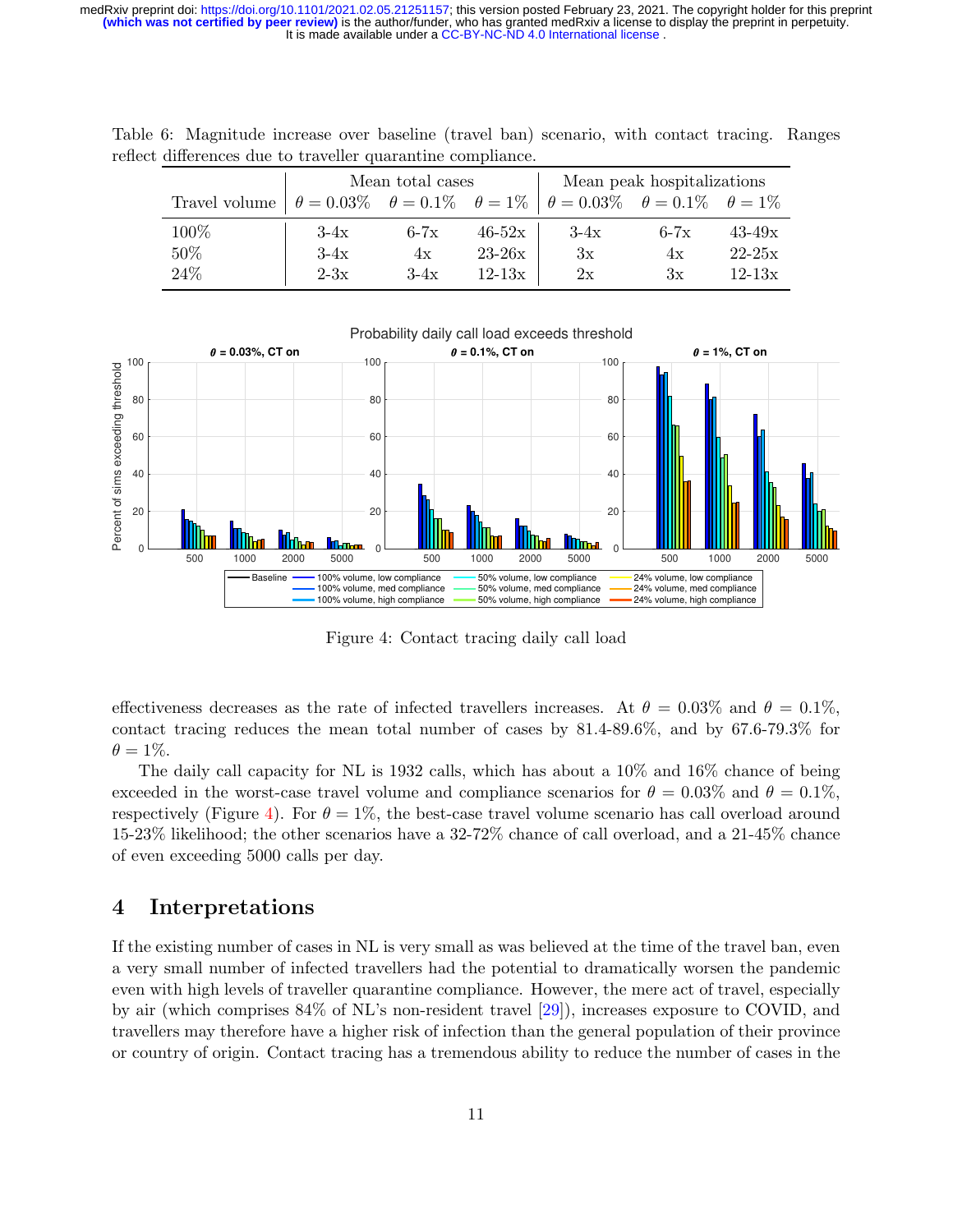Table 6: Magnitude increase over baseline (travel ban) scenario, with contact tracing. Ranges reflect differences due to traveller quarantine compliance.

| | Mean total cases | | | Mean peak hospitalizations | | |
|---|---|---|---|---|---|---|
| Travel volume | $\theta = 0.03\%$ | $\theta = 0.1\%$ | $\theta = 1\%$ | $\theta = 0.03\%$ | $\theta = 0.1\%$ | $\theta = 1\%$ |
| 100% | 3-4x | 6-7x | 46-52x | 3-4x | 6-7x | 43-49x |
| 50% | 3-4x | 4x | 23-26x | 3x | 4x | 22-25x |
| 24% | 2-3x | 3-4x | 12-13x | 2x | 3x | 12-13x |

Figure 4: Contact tracing daily call load

effectiveness decreases as the rate of infected travellers increases. At $\theta = 0.03\%$ and $\theta = 0.1\%$, contact tracing reduces the mean total number of cases by 81.4-89.6%, and by 67.6-79.3% for $\theta = 1\%$.

The daily call capacity for NL is 1932 calls, which has about a 10% and 16% chance of being exceeded in the worst-case travel volume and compliance scenarios for $\theta = 0.03\%$ and $\theta = 0.1\%$, respectively (Figure 4). For $\theta = 1\%$, the best-case travel volume scenario has call overload around 15-23% likelihood; the other scenarios have a 32-72% chance of call overload, and a 21-45% chance of even exceeding 5000 calls per day.

# 4 Interpretations

If the existing number of cases in NL is very small as was believed at the time of the travel ban, even a very small number of infected travellers had the potential to dramatically worsen the pandemic even with high levels of traveller quarantine compliance. However, the mere act of travel, especially by air (which comprises 84% of NL's non-resident travel [29]), increases exposure to COVID, and travellers may therefore have a higher risk of infection than the general population of their province or country of origin. Contact tracing has a tremendous ability to reduce the number of cases in the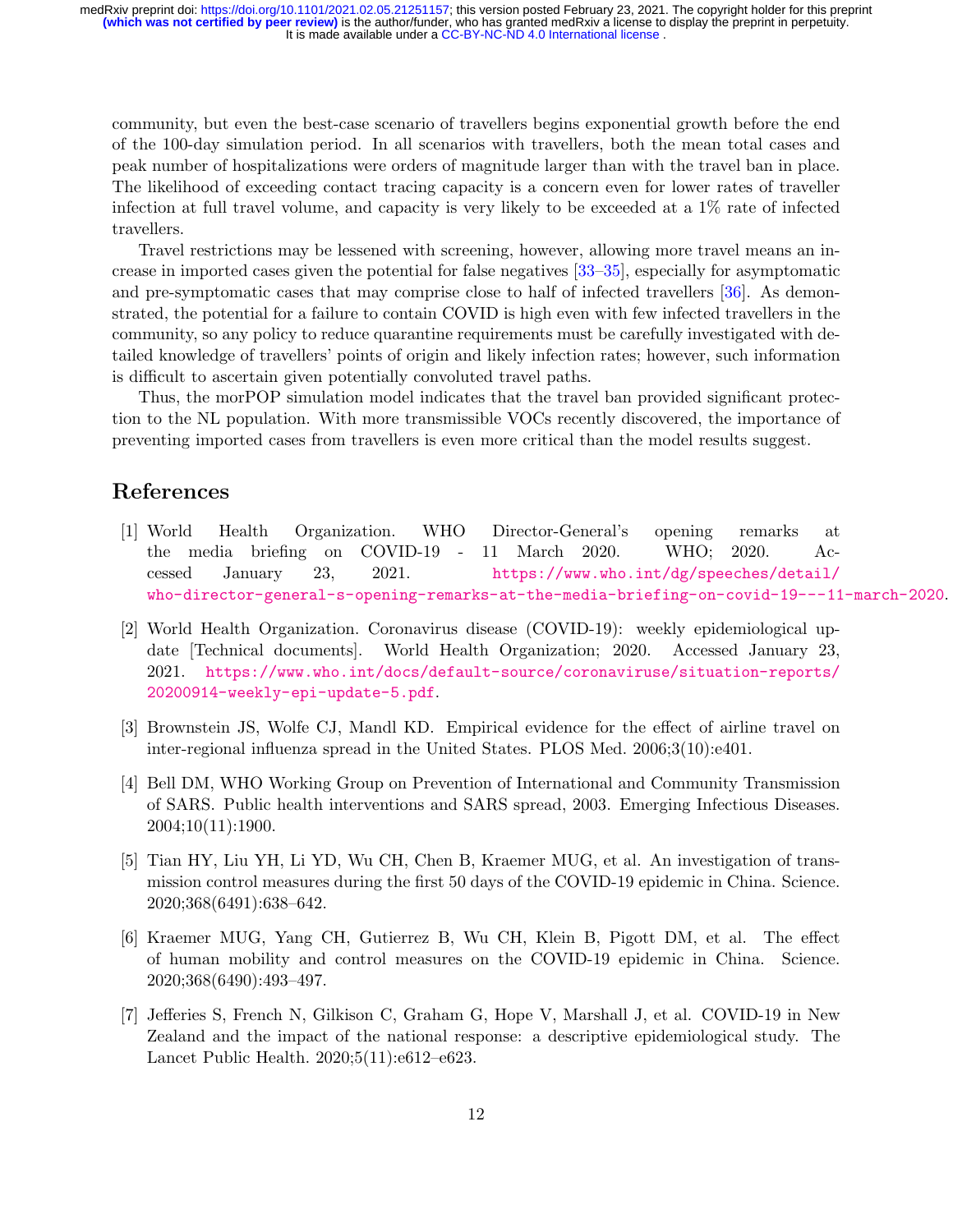community, but even the best-case scenario of travellers begins exponential growth before the end of the 100-day simulation period. In all scenarios with travellers, both the mean total cases and peak number of hospitalizations were orders of magnitude larger than with the travel ban in place. The likelihood of exceeding contact tracing capacity is a concern even for lower rates of traveller infection at full travel volume, and capacity is very likely to be exceeded at a 1% rate of infected travellers.

Travel restrictions may be lessened with screening, however, allowing more travel means an increase in imported cases given the potential for false negatives [33–35], especially for asymptomatic and pre-symptomatic cases that may comprise close to half of infected travellers [36]. As demonstrated, the potential for a failure to contain COVID is high even with few infected travellers in the community, so any policy to reduce quarantine requirements must be carefully investigated with detailed knowledge of travellers' points of origin and likely infection rates; however, such information is difficult to ascertain given potentially convoluted travel paths.

Thus, the morPOP simulation model indicates that the travel ban provided significant protection to the NL population. With more transmissible VOCs recently discovered, the importance of preventing imported cases from travellers is even more critical than the model results suggest.

## References

[1] World Health Organization. WHO Director-General's opening remarks at the media briefing on COVID-19 - 11 March 2020. WHO; 2020. Accessed January 23, 2021. https://www.who.int/dg/speeches/detail/who-director-general-s-opening-remarks-at-the-media-briefing-on-covid-19---11-march-2020.

[2] World Health Organization. Coronavirus disease (COVID-19): weekly epidemiological update [Technical documents]. World Health Organization; 2020. Accessed January 23, 2021. https://www.who.int/docs/default-source/coronaviruse/situation-reports/20200914-weekly-epi-update-5.pdf.

[3] Brownstein JS, Wolfe CJ, Mandl KD. Empirical evidence for the effect of airline travel on inter-regional influenza spread in the United States. PLOS Med. 2006;3(10):e401.

[4] Bell DM, WHO Working Group on Prevention of International and Community Transmission of SARS. Public health interventions and SARS spread, 2003. Emerging Infectious Diseases. 2004;10(11):1900.

[5] Tian HY, Liu YH, Li YD, Wu CH, Chen B, Kraemer MUG, et al. An investigation of transmission control measures during the first 50 days of the COVID-19 epidemic in China. Science. 2020;368(6491):638–642.

[6] Kraemer MUG, Yang CH, Gutierrez B, Wu CH, Klein B, Pigott DM, et al. The effect of human mobility and control measures on the COVID-19 epidemic in China. Science. 2020;368(6490):493–497.

[7] Jefferies S, French N, Gilkison C, Graham G, Hope V, Marshall J, et al. COVID-19 in New Zealand and the impact of the national response: a descriptive epidemiological study. The Lancet Public Health. 2020;5(11):e612–e623.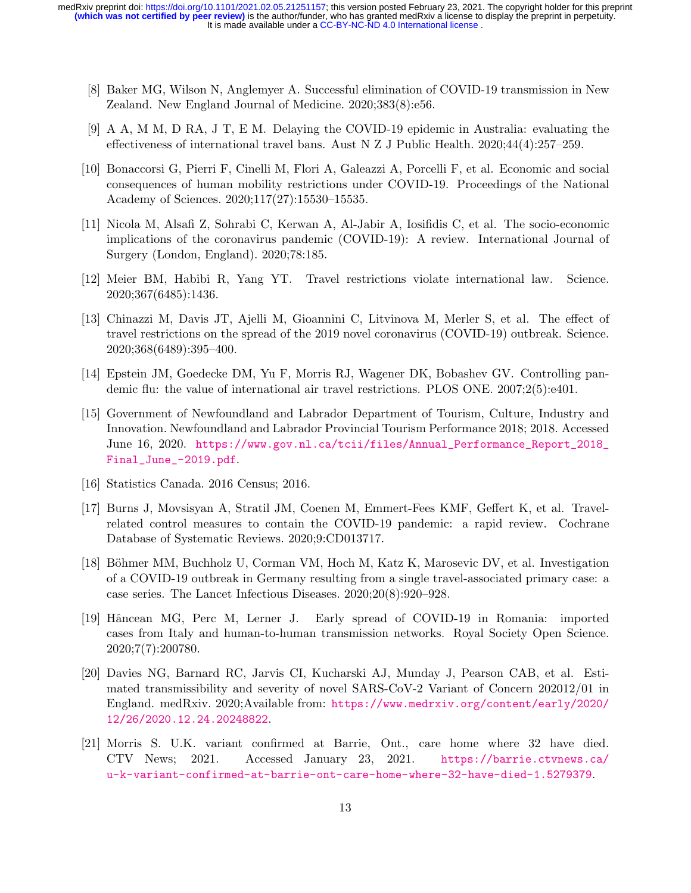[8] Baker MG, Wilson N, Anglemyer A. Successful elimination of COVID-19 transmission in New Zealand. New England Journal of Medicine. 2020;383(8):e56.

[9] A A, M M, D RA, J T, E M. Delaying the COVID-19 epidemic in Australia: evaluating the effectiveness of international travel bans. Aust N Z J Public Health. 2020;44(4):257–259.

[10] Bonaccorsi G, Pierri F, Cinelli M, Flori A, Galeazzi A, Porcelli F, et al. Economic and social consequences of human mobility restrictions under COVID-19. Proceedings of the National Academy of Sciences. 2020;117(27):15530–15535.

[11] Nicola M, Alsafi Z, Sohrabi C, Kerwan A, Al-Jabir A, Iosifidis C, et al. The socio-economic implications of the coronavirus pandemic (COVID-19): A review. International Journal of Surgery (London, England). 2020;78:185.

[12] Meier BM, Habibi R, Yang YT. Travel restrictions violate international law. Science. 2020;367(6485):1436.

[13] Chinazzi M, Davis JT, Ajelli M, Gioannini C, Litvinova M, Merler S, et al. The effect of travel restrictions on the spread of the 2019 novel coronavirus (COVID-19) outbreak. Science. 2020;368(6489):395–400.

[14] Epstein JM, Goedecke DM, Yu F, Morris RJ, Wagener DK, Bobashev GV. Controlling pandemic flu: the value of international air travel restrictions. PLOS ONE. 2007;2(5):e401.

[15] Government of Newfoundland and Labrador Department of Tourism, Culture, Industry and Innovation. Newfoundland and Labrador Provincial Tourism Performance 2018; 2018. Accessed June 16, 2020. https://www.gov.nl.ca/tcii/files/Annual_Performance_Report_2018_Final_June_-2019.pdf.

[16] Statistics Canada. 2016 Census; 2016.

[17] Burns J, Movsisyan A, Stratil JM, Coenen M, Emmert-Fees KMF, Geffert K, et al. Travel-related control measures to contain the COVID-19 pandemic: a rapid review. Cochrane Database of Systematic Reviews. 2020;9:CD013717.

[18] Böhmer MM, Buchholz U, Corman VM, Hoch M, Katz K, Marosevic DV, et al. Investigation of a COVID-19 outbreak in Germany resulting from a single travel-associated primary case: a case series. The Lancet Infectious Diseases. 2020;20(8):920–928.

[19] Hâncean MG, Perc M, Lerner J. Early spread of COVID-19 in Romania: imported cases from Italy and human-to-human transmission networks. Royal Society Open Science. 2020;7(7):200780.

[20] Davies NG, Barnard RC, Jarvis CI, Kucharski AJ, Munday J, Pearson CAB, et al. Estimated transmissibility and severity of novel SARS-CoV-2 Variant of Concern 202012/01 in England. medRxiv. 2020;Available from: https://www.medrxiv.org/content/early/2020/12/26/2020.12.24.20248822.

[21] Morris S. U.K. variant confirmed at Barrie, Ont., care home where 32 have died. CTV News; 2021. Accessed January 23, 2021. https://barrie.ctvnews.ca/u-k-variant-confirmed-at-barrie-ont-care-home-where-32-have-died-1.5279379.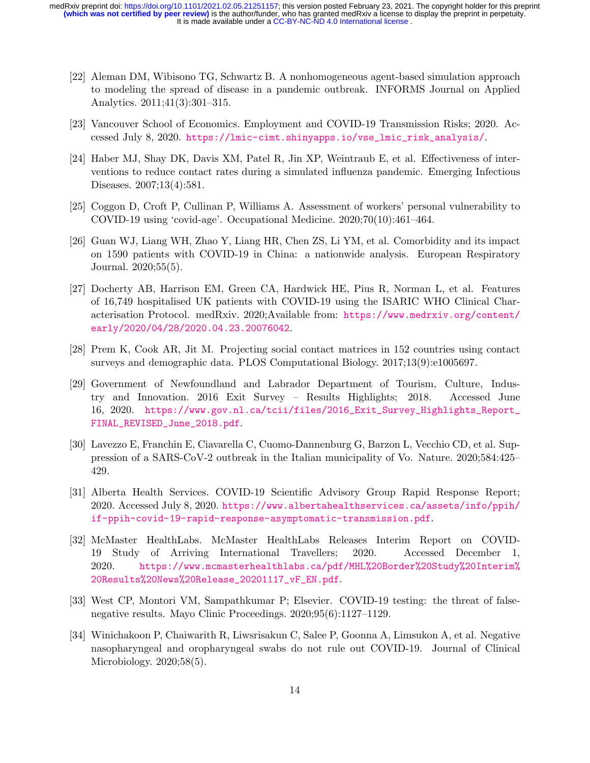[22] Aleman DM, Wibisono TG, Schwartz B. A nonhomogeneous agent-based simulation approach to modeling the spread of disease in a pandemic outbreak. INFORMS Journal on Applied Analytics. 2011;41(3):301–315.

[23] Vancouver School of Economics. Employment and COVID-19 Transmission Risks; 2020. Accessed July 8, 2020. https://lmic-cimt.shinyapps.io/vse_lmic_risk_analysis/.

[24] Haber MJ, Shay DK, Davis XM, Patel R, Jin XP, Weintraub E, et al. Effectiveness of interventions to reduce contact rates during a simulated influenza pandemic. Emerging Infectious Diseases. 2007;13(4):581.

[25] Coggon D, Croft P, Cullinan P, Williams A. Assessment of workers' personal vulnerability to COVID-19 using 'covid-age'. Occupational Medicine. 2020;70(10):461–464.

[26] Guan WJ, Liang WH, Zhao Y, Liang HR, Chen ZS, Li YM, et al. Comorbidity and its impact on 1590 patients with COVID-19 in China: a nationwide analysis. European Respiratory Journal. 2020;55(5).

[27] Docherty AB, Harrison EM, Green CA, Hardwick HE, Pius R, Norman L, et al. Features of 16,749 hospitalised UK patients with COVID-19 using the ISARIC WHO Clinical Characterisation Protocol. medRxiv. 2020;Available from: https://www.medrxiv.org/content/early/2020/04/28/2020.04.23.20076042.

[28] Prem K, Cook AR, Jit M. Projecting social contact matrices in 152 countries using contact surveys and demographic data. PLOS Computational Biology. 2017;13(9):e1005697.

[29] Government of Newfoundland and Labrador Department of Tourism, Culture, Industry and Innovation. 2016 Exit Survey – Results Highlights; 2018. Accessed June 16, 2020. https://www.gov.nl.ca/tcii/files/2016_Exit_Survey_Highlights_Report_FINAL_REVISED_June_2018.pdf.

[30] Lavezzo E, Franchin E, Ciavarella C, Cuomo-Dannenburg G, Barzon L, Vecchio CD, et al. Suppression of a SARS-CoV-2 outbreak in the Italian municipality of Vo. Nature. 2020;584:425–429.

[31] Alberta Health Services. COVID-19 Scientific Advisory Group Rapid Response Report; 2020. Accessed July 8, 2020. https://www.albertahealthservices.ca/assets/info/ppih/if-ppih-covid-19-rapid-response-asymptomatic-transmission.pdf.

[32] McMaster HealthLabs. McMaster HealthLabs Releases Interim Report on COVID-19 Study of Arriving International Travellers; 2020. Accessed December 1, 2020. https://www.mcmasterhealthlabs.ca/pdf/MHL%20Border%20Study%20Interim%20Results%20News%20Release_20201117_vF_EN.pdf.

[33] West CP, Montori VM, Sampathkumar P; Elsevier. COVID-19 testing: the threat of false-negative results. Mayo Clinic Proceedings. 2020;95(6):1127–1129.

[34] Winichakoon P, Chaiwarith R, Liwsrisakun C, Salee P, Goonna A, Limsukon A, et al. Negative nasopharyngeal and oropharyngeal swabs do not rule out COVID-19. Journal of Clinical Microbiology. 2020;58(5).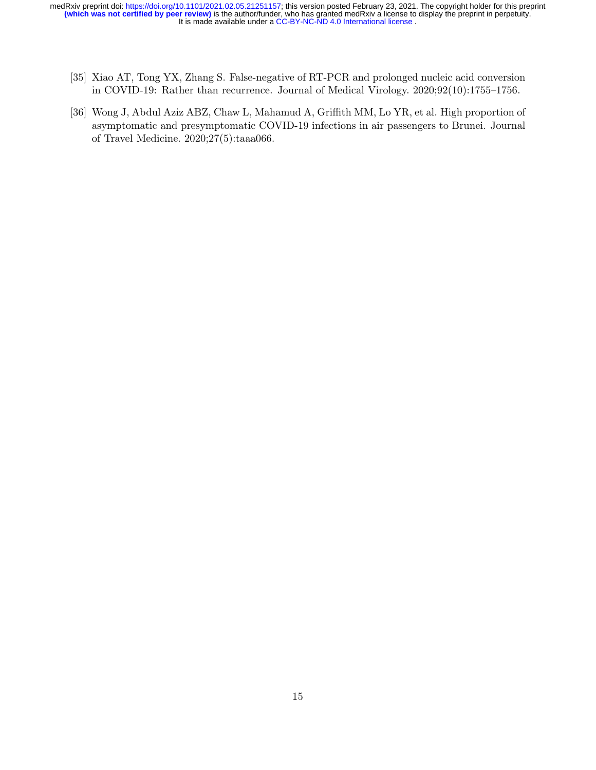[35] Xiao AT, Tong YX, Zhang S. False-negative of RT-PCR and prolonged nucleic acid conversion in COVID-19: Rather than recurrence. Journal of Medical Virology. 2020;92(10):1755–1756.

[36] Wong J, Abdul Aziz ABZ, Chaw L, Mahamud A, Griffith MM, Lo YR, et al. High proportion of asymptomatic and presymptomatic COVID-19 infections in air passengers to Brunei. Journal of Travel Medicine. 2020;27(5):taaa066.